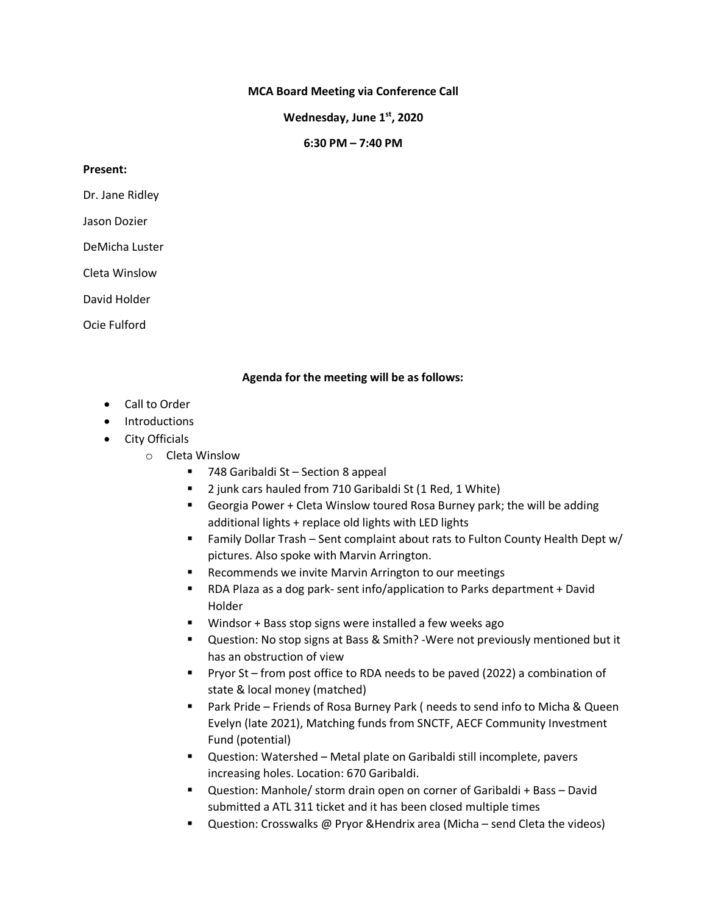**MCA Board Meeting via Conference Call**

**Wednesday, June 1st, 2020**

**6:30 PM – 7:40 PM**

**Present:**

Dr. Jane Ridley

Jason Dozier

DeMicha Luster

Cleta Winslow

David Holder

Ocie Fulford

**Agenda for the meeting will be as follows:**

- Call to Order
- Introductions
- City Officials
  - Cleta Winslow
    - 748 Garibaldi St – Section 8 appeal
    - 2 junk cars hauled from 710 Garibaldi St (1 Red, 1 White)
    - Georgia Power + Cleta Winslow toured Rosa Burney park; the will be adding additional lights + replace old lights with LED lights
    - Family Dollar Trash – Sent complaint about rats to Fulton County Health Dept w/ pictures. Also spoke with Marvin Arrington.
    - Recommends we invite Marvin Arrington to our meetings
    - RDA Plaza as a dog park- sent info/application to Parks department + David Holder
    - Windsor + Bass stop signs were installed a few weeks ago
    - Question: No stop signs at Bass & Smith? -Were not previously mentioned but it has an obstruction of view
    - Pryor St – from post office to RDA needs to be paved (2022) a combination of state & local money (matched)
    - Park Pride – Friends of Rosa Burney Park ( needs to send info to Micha & Queen Evelyn (late 2021), Matching funds from SNCTF, AECF Community Investment Fund (potential)
    - Question: Watershed – Metal plate on Garibaldi still incomplete, pavers increasing holes. Location: 670 Garibaldi.
    - Question: Manhole/ storm drain open on corner of Garibaldi + Bass – David submitted a ATL 311 ticket and it has been closed multiple times
    - Question: Crosswalks @ Pryor &Hendrix area (Micha – send Cleta the videos)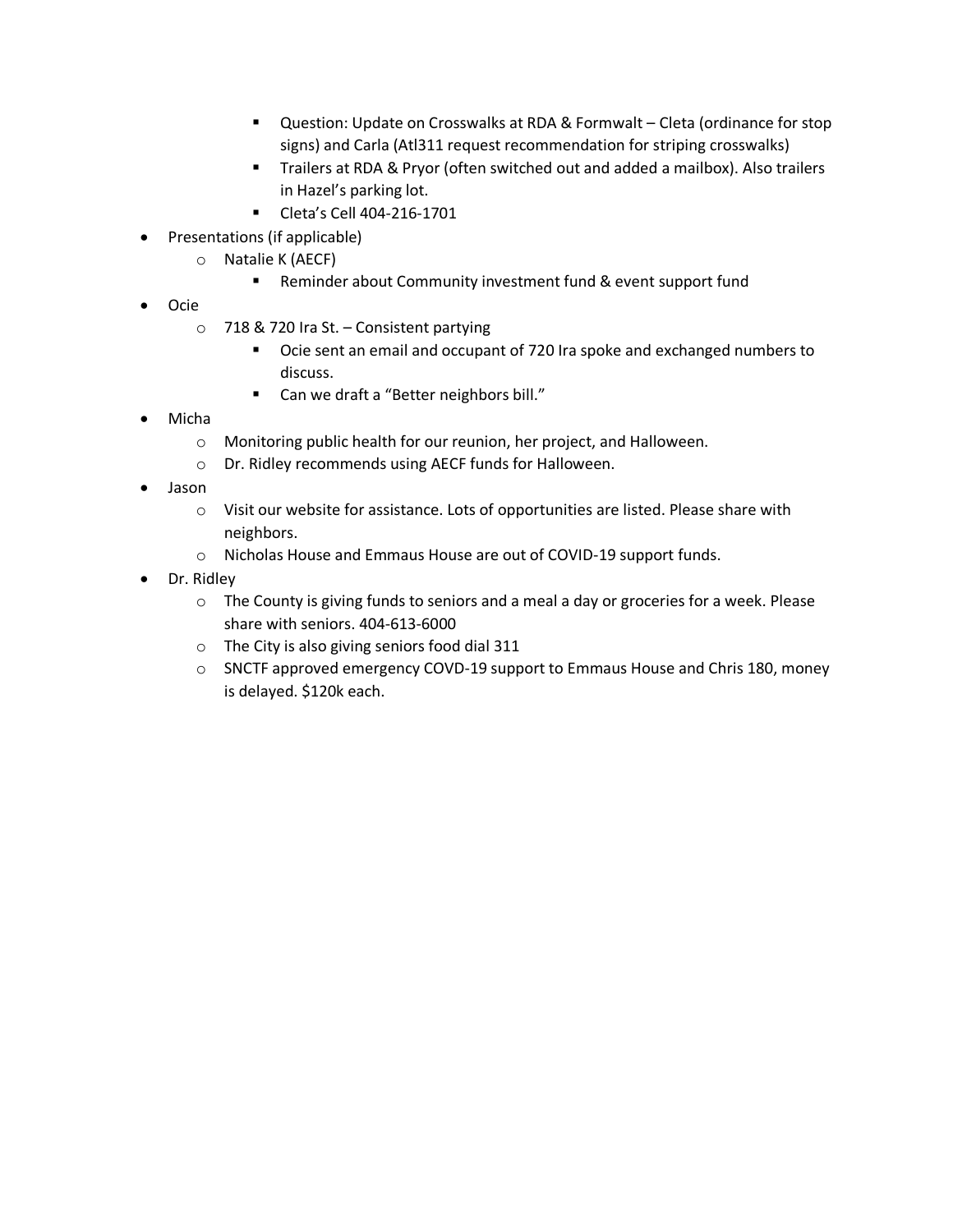- Question: Update on Crosswalks at RDA & Formwalt – Cleta (ordinance for stop signs) and Carla (Atl311 request recommendation for striping crosswalks)
    - Trailers at RDA & Pryor (often switched out and added a mailbox). Also trailers in Hazel's parking lot.
    - Cleta's Cell 404-216-1701
- Presentations (if applicable)
  - Natalie K (AECF)
    - Reminder about Community investment fund & event support fund
- Ocie
  - 718 & 720 Ira St. – Consistent partying
    - Ocie sent an email and occupant of 720 Ira spoke and exchanged numbers to discuss.
    - Can we draft a "Better neighbors bill."
- Micha
  - Monitoring public health for our reunion, her project, and Halloween.
  - Dr. Ridley recommends using AECF funds for Halloween.
- Jason
  - Visit our website for assistance. Lots of opportunities are listed. Please share with neighbors.
  - Nicholas House and Emmaus House are out of COVID-19 support funds.
- Dr. Ridley
  - The County is giving funds to seniors and a meal a day or groceries for a week. Please share with seniors. 404-613-6000
  - The City is also giving seniors food dial 311
  - SNCTF approved emergency COVD-19 support to Emmaus House and Chris 180, money is delayed. $120k each.